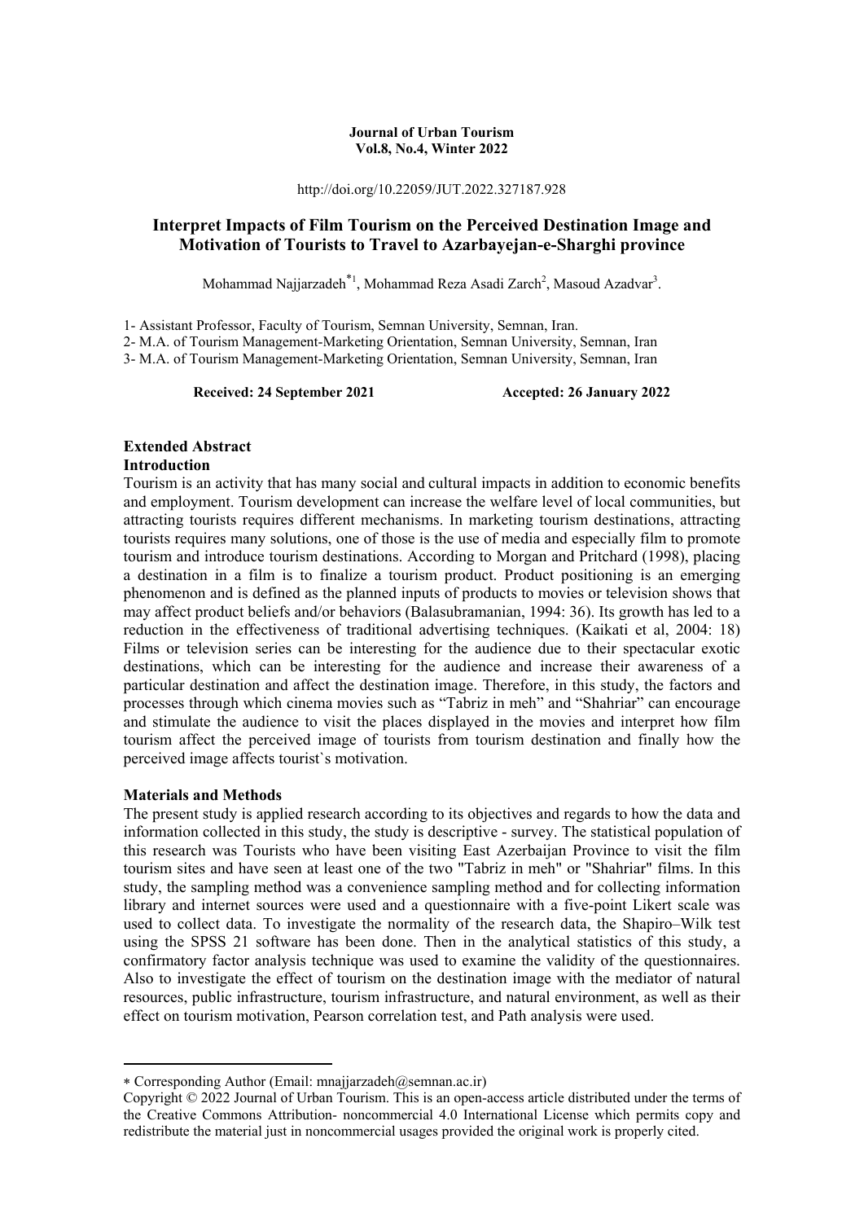**Journal of Urban Tourism**
**Vol.8, No.4, Winter 2022**

http://doi.org/10.22059/JUT.2022.327187.928

# Interpret Impacts of Film Tourism on the Perceived Destination Image and Motivation of Tourists to Travel to Azarbayejan-e-Sharghi province

Mohammad Najjarzadeh*[1], Mohammad Reza Asadi Zarch[2], Masoud Azadvar[3].

1- Assistant Professor, Faculty of Tourism, Semnan University, Semnan, Iran.
2- M.A. of Tourism Management-Marketing Orientation, Semnan University, Semnan, Iran
3- M.A. of Tourism Management-Marketing Orientation, Semnan University, Semnan, Iran

**Received: 24 September 2021** **Accepted: 26 January 2022**

## Extended Abstract

### Introduction

Tourism is an activity that has many social and cultural impacts in addition to economic benefits and employment. Tourism development can increase the welfare level of local communities, but attracting tourists requires different mechanisms. In marketing tourism destinations, attracting tourists requires many solutions, one of those is the use of media and especially film to promote tourism and introduce tourism destinations. According to Morgan and Pritchard (1998), placing a destination in a film is to finalize a tourism product. Product positioning is an emerging phenomenon and is defined as the planned inputs of products to movies or television shows that may affect product beliefs and/or behaviors (Balasubramanian, 1994: 36). Its growth has led to a reduction in the effectiveness of traditional advertising techniques. (Kaikati et al, 2004: 18) Films or television series can be interesting for the audience due to their spectacular exotic destinations, which can be interesting for the audience and increase their awareness of a particular destination and affect the destination image. Therefore, in this study, the factors and processes through which cinema movies such as "Tabriz in meh" and "Shahriar" can encourage and stimulate the audience to visit the places displayed in the movies and interpret how film tourism affect the perceived image of tourists from tourism destination and finally how the perceived image affects tourist`s motivation.

### Materials and Methods

The present study is applied research according to its objectives and regards to how the data and information collected in this study, the study is descriptive - survey. The statistical population of this research was Tourists who have been visiting East Azerbaijan Province to visit the film tourism sites and have seen at least one of the two "Tabriz in meh" or "Shahriar" films. In this study, the sampling method was a convenience sampling method and for collecting information library and internet sources were used and a questionnaire with a five-point Likert scale was used to collect data. To investigate the normality of the research data, the Shapiro–Wilk test using the SPSS 21 software has been done. Then in the analytical statistics of this study, a confirmatory factor analysis technique was used to examine the validity of the questionnaires. Also to investigate the effect of tourism on the destination image with the mediator of natural resources, public infrastructure, tourism infrastructure, and natural environment, as well as their effect on tourism motivation, Pearson correlation test, and Path analysis were used.

---

* Corresponding Author (Email: mnajjarzadeh@semnan.ac.ir)

Copyright © 2022 Journal of Urban Tourism. This is an open-access article distributed under the terms of the Creative Commons Attribution- noncommercial 4.0 International License which permits copy and redistribute the material just in noncommercial usages provided the original work is properly cited.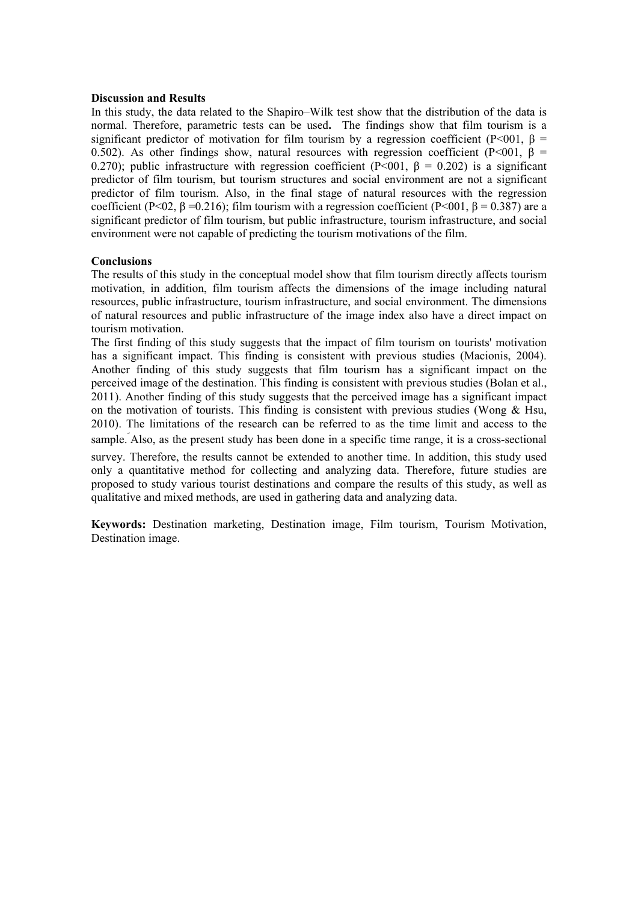**Discussion and Results**

In this study, the data related to the Shapiro–Wilk test show that the distribution of the data is normal. Therefore, parametric tests can be used**.** The findings show that film tourism is a significant predictor of motivation for film tourism by a regression coefficient (P<001, $\beta$ = 0.502). As other findings show, natural resources with regression coefficient (P<001, $\beta$ = 0.270); public infrastructure with regression coefficient (P<001, $\beta$ = 0.202) is a significant predictor of film tourism, but tourism structures and social environment are not a significant predictor of film tourism. Also, in the final stage of natural resources with the regression coefficient (P<02, $\beta$ =0.216); film tourism with a regression coefficient (P<001, $\beta$ = 0.387) are a significant predictor of film tourism, but public infrastructure, tourism infrastructure, and social environment were not capable of predicting the tourism motivations of the film.

**Conclusions**

The results of this study in the conceptual model show that film tourism directly affects tourism motivation, in addition, film tourism affects the dimensions of the image including natural resources, public infrastructure, tourism infrastructure, and social environment. The dimensions of natural resources and public infrastructure of the image index also have a direct impact on tourism motivation.

The first finding of this study suggests that the impact of film tourism on tourists' motivation has a significant impact. This finding is consistent with previous studies (Macionis, 2004). Another finding of this study suggests that film tourism has a significant impact on the perceived image of the destination. This finding is consistent with previous studies (Bolan et al., 2011). Another finding of this study suggests that the perceived image has a significant impact on the motivation of tourists. This finding is consistent with previous studies (Wong & Hsu, 2010). The limitations of the research can be referred to as the time limit and access to the sample. Also, as the present study has been done in a specific time range, it is a cross-sectional survey. Therefore, the results cannot be extended to another time. In addition, this study used only a quantitative method for collecting and analyzing data. Therefore, future studies are proposed to study various tourist destinations and compare the results of this study, as well as qualitative and mixed methods, are used in gathering data and analyzing data.

**Keywords:** Destination marketing, Destination image, Film tourism, Tourism Motivation, Destination image.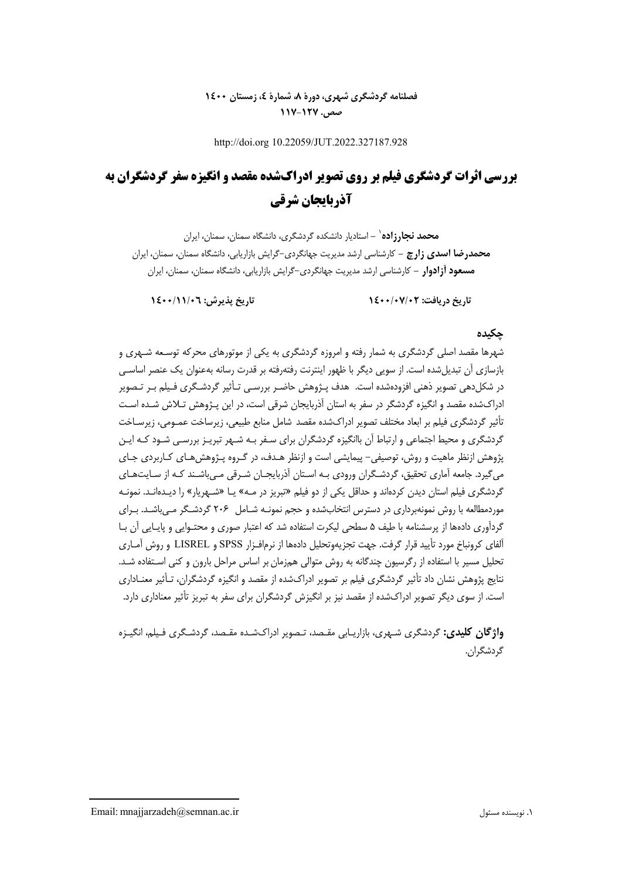# بررسی اثرات گردشگری فیلم بر روی تصویر ادراک‌شده مقصد و انگیزه سفر گردشگران به آذربایجان شرقی

**محمد نجارزاده**[1] – استادیار دانشکده گردشگری، دانشگاه سمنان، سمنان، ایران

**محمدرضا اسدی زارچ** – کارشناسی ارشد مدیریت جهانگردی–گرایش بازاریابی، دانشگاه سمنان، سمنان، ایران

**مسعود آزادوار** – کارشناسی ارشد مدیریت جهانگردی–گرایش بازاریابی، دانشگاه سمنان، سمنان، ایران

**تاریخ دریافت: ۱۴۰۰/۰۷/۰۲** **تاریخ پذیرش: ۱۴۰۰/۱۱/۰۶**

## چکیده

شهرها مقصد اصلی گردشگری به شمار رفته و امروزه گردشگری به یکی از موتورهای محرکه توسعه شهری و بازسازی آن تبدیل‌شده است. از سویی دیگر با ظهور اینترنت رفته‌رفته بر قدرت رسانه به‌عنوان یک عنصر اساسی در شکل‌دهی تصویر ذهنی افزوده‌شده است. هدف پژوهش حاضر بررسی تأثیر گردشگری فیلم بر تصویر ادراک‌شده مقصد و انگیزه گردشگر در سفر به استان آذربایجان شرقی است، در این پژوهش تلاش شده است تأثیر گردشگری فیلم بر ابعاد مختلف تصویر ادراک‌شده مقصد شامل منابع طبیعی، زیرساخت عمومی، زیرساخت گردشگری و محیط اجتماعی و ارتباط آن باانگیزه گردشگران برای سفر به شهر تبریز بررسی شود که این پژوهش ازنظر ماهیت و روش، توصیفی- پیمایشی است و ازنظر هدف، در گروه پژوهش‌های کاربردی جای می‌گیرد. جامعه آماری تحقیق، گردشگران ورودی به استان آذربایجان شرقی می‌باشند که از سایت‌های گردشگری فیلم استان دیدن کرده‌اند و حداقل یکی از دو فیلم «تبریز در مه» یا «شهریار» را دیده‌اند. نمونه موردمطالعه با روش نمونه‌برداری در دسترس انتخاب‌شده و حجم نمونه شامل ۲۰۶ گردشگر می‌باشد. برای گردآوری داده‌ها از پرسشنامه با طیف ۵ سطحی لیکرت استفاده شد که اعتبار صوری و محتوایی و پایایی آن با آلفای کرونباخ مورد تأیید قرار گرفت. جهت تجزیه‌وتحلیل داده‌ها از نرم‌افزار SPSS و LISREL و روش آماری تحلیل مسیر با استفاده از رگرسیون چندگانه به روش متوالی هم‌زمان بر اساس مراحل بارون و کنی استفاده شد. نتایج پژوهش نشان داد تأثیر گردشگری فیلم بر تصویر ادراک‌شده از مقصد و انگیزه گردشگران، تأثیر معناداری است. از سوی دیگر تصویر ادراک‌شده از مقصد نیز بر انگیزش گردشگران برای سفر به تبریز تأثیر معناداری دارد.

**واژگان کلیدی:** گردشگری شهری، بازاریابی مقصد، تصویر ادراک‌شده مقصد، گردشگری فیلم، انگیزه گردشگران.

---

[1] نویسنده مسئول Email: mnajjarzadeh@semnan.ac.ir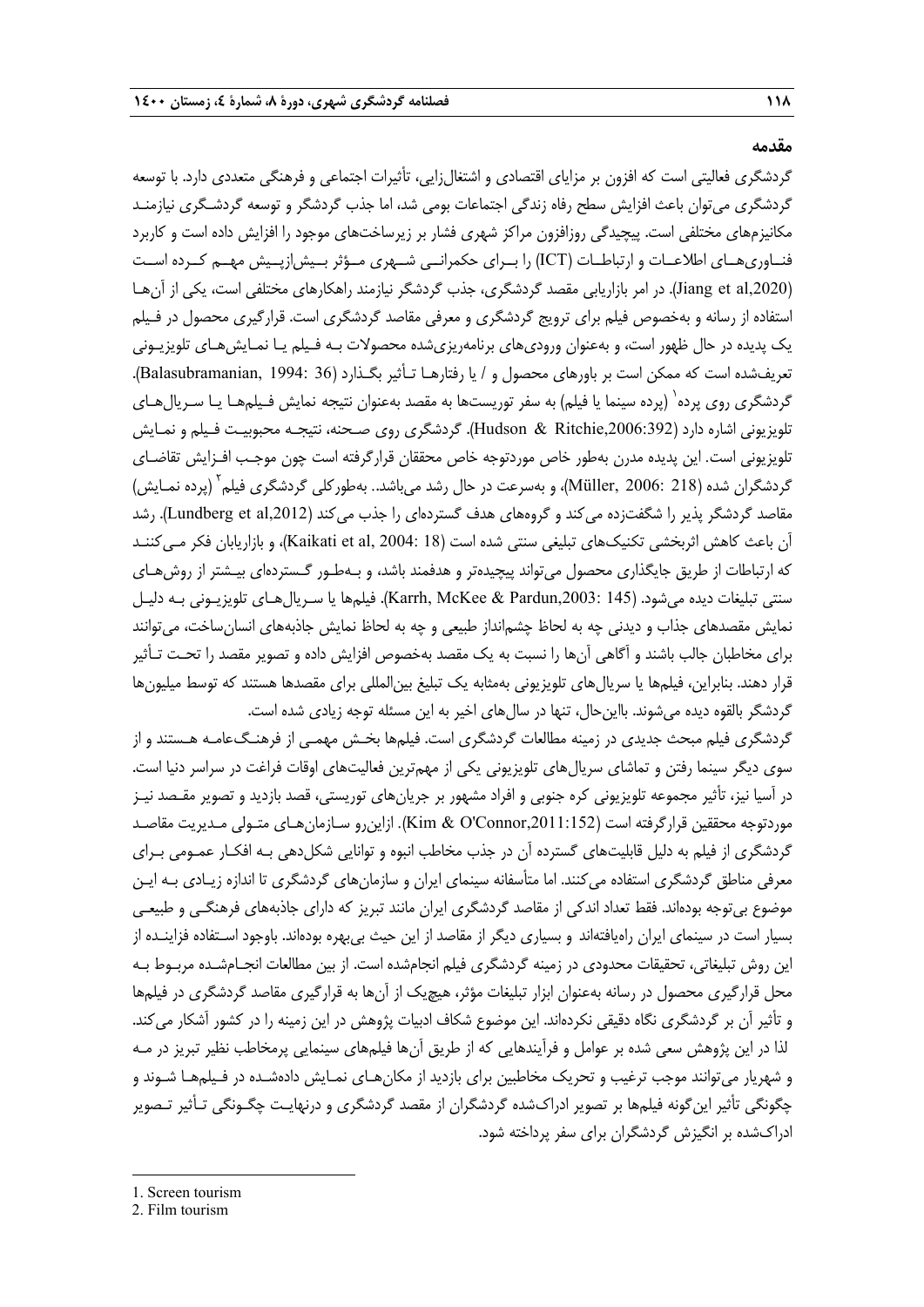## مقدمه

گردشگری فعالیتی است که افزون بر مزایای اقتصادی و اشتغال‌زایی، تأثیرات اجتماعی و فرهنگی متعددی دارد. با توسعه گردشگری می‌توان باعث افزایش سطح رفاه زندگی اجتماعات بومی شد، اما جذب گردشگر و توسعه گردشگری نیازمند مکانیزم‌های مختلفی است. پیچیدگی روزافزون مراکز شهری فشار بر زیرساخت‌های موجود را افزایش داده است و کاربرد فناوری‌های اطلاعات و ارتباطات (ICT) را برای حکمرانی شهری مؤثر بیش‌ازپیش مهم کرده است (Jiang et al,2020). در امر بازاریابی مقصد گردشگری، جذب گردشگر نیازمند راهکارهای مختلفی است، یکی از آن‌ها استفاده از رسانه و به‌خصوص فیلم برای ترویج گردشگری و معرفی مقاصد گردشگری است. قرارگیری محصول در فیلم یک پدیده در حال ظهور است، و به‌عنوان ورودی‌های برنامه‌ریزی‌شده محصولات به فیلم یا نمایش‌های تلویزیونی تعریف‌شده است که ممکن است بر باورهای محصول و / یا رفتارها تأثیر بگذارد (Balasubramanian, 1994: 36). گردشگری روی پرده[1] (پرده سینما یا فیلم) به سفر توریست‌ها به مقصد به‌عنوان نتیجه نمایش فیلم‌ها یا سریال‌های تلویزیونی اشاره دارد (Hudson & Ritchie,2006:392). گردشگری روی صحنه، نتیجه محبوبیت فیلم و نمایش تلویزیونی است. این پدیده مدرن به‌طور خاص موردتوجه خاص محققان قرارگرفته است چون موجب افزایش تقاضای گردشگران شده (Müller, 2006: 218)، و به‌سرعت در حال رشد می‌باشد.. به‌طورکلی گردشگری فیلم[2] (پرده نمایش) مقاصد گردشگر پذیر را شگفت‌زده می‌کند و گروه‌های هدف گسترده‌ای را جذب می‌کند (Lundberg et al,2012). رشد آن باعث کاهش اثربخشی تکنیک‌های تبلیغی سنتی شده است (Kaikati et al, 2004: 18)، و بازاریابان فکر می‌کنند که ارتباطات از طریق جایگذاری محصول می‌تواند پیچیده‌تر و هدفمند باشد، و به‌طور گسترده‌ای بیشتر از روش‌های سنتی تبلیغات دیده می‌شود. (Karrh, McKee & Pardun,2003: 145). فیلم‌ها یا سریال‌های تلویزیونی به دلیل نمایش مقصدهای جذاب و دیدنی چه به لحاظ چشم‌انداز طبیعی و چه به لحاظ نمایش جاذبه‌های انسان‌ساخت، می‌توانند برای مخاطبان جالب باشند و آگاهی آن‌ها را نسبت به یک مقصد به‌خصوص افزایش داده و تصویر مقصد را تحت تأثیر قرار دهند. بنابراین، فیلم‌ها یا سریال‌های تلویزیونی به‌مثابه یک تبلیغ بین‌المللی برای مقصدها هستند که توسط میلیون‌ها گردشگر بالقوه دیده می‌شوند. بااین‌حال، تنها در سال‌های اخیر به این مسئله توجه زیادی شده است.

گردشگری فیلم مبحث جدیدی در زمینه مطالعات گردشگری است. فیلم‌ها بخش مهمی از فرهنگ‌عامه هستند و از سوی دیگر سینما رفتن و تماشای سریال‌های تلویزیونی یکی از مهم‌ترین فعالیت‌های اوقات فراغت در سراسر دنیا است. در آسیا نیز، تأثیر مجموعه تلویزیونی کره جنوبی و افراد مشهور بر جریان‌های توریستی، قصد بازدید و تصویر مقصد نیز موردتوجه محققین قرارگرفته است (Kim & O'Connor,2011:152). ازاین‌رو سازمان‌های متولی مدیریت مقاصد گردشگری از فیلم به دلیل قابلیت‌های گسترده آن در جذب مخاطب انبوه و توانایی شکل‌دهی به افکار عمومی برای معرفی مناطق گردشگری استفاده می‌کنند. اما متأسفانه سینمای ایران و سازمان‌های گردشگری تا اندازه زیادی به این موضوع بی‌توجه بوده‌اند. فقط تعداد اندکی از مقاصد گردشگری ایران مانند تبریز که دارای جاذبه‌های فرهنگی و طبیعی بسیار است در سینمای ایران راه‌یافته‌اند و بسیاری دیگر از مقاصد از این حیث بی‌بهره بوده‌اند. باوجود استفاده فزاینده از این روش تبلیغاتی، تحقیقات محدودی در زمینه گردشگری فیلم انجام‌شده است. از بین مطالعات انجام‌شده مربوط به محل قرارگیری محصول در رسانه به‌عنوان ابزار تبلیغات مؤثر، هیچ‌یک از آن‌ها به قرارگیری مقاصد گردشگری در فیلم‌ها و تأثیر آن بر گردشگری نگاه دقیقی نکرده‌اند. این موضوع شکاف ادبیات پژوهش در این زمینه را در کشور آشکار می‌کند. لذا در این پژوهش سعی شده بر عوامل و فرآیندهایی که از طریق آن‌ها فیلم‌های سینمایی پرمخاطب نظیر تبریز در مه و شهریار می‌توانند موجب ترغیب و تحریک مخاطبین برای بازدید از مکان‌های نمایش داده‌شده در فیلم‌ها شوند و چگونگی تأثیر این‌گونه فیلم‌ها بر تصویر ادراک‌شده گردشگران از مقصد گردشگری و درنهایت چگونگی تأثیر تصویر ادراک‌شده بر انگیزش گردشگران برای سفر پرداخته شود.

---

1. Screen tourism
2. Film tourism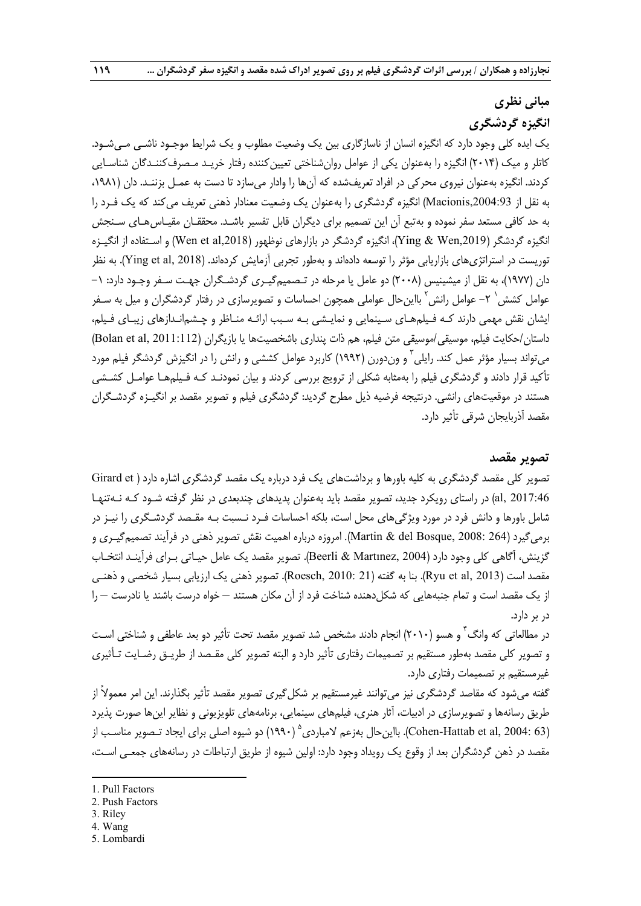## مبانی نظری

### انگیزه گردشگری

یک ایده کلی وجود دارد که انگیزه انسان از ناسازگاری بین یک وضعیت مطلوب و یک شرایط موجـود ناشـی مـی‌شـود. کاتلر و میک (۲۰۱۴) انگیزه را به‌عنوان یکی از عوامل روان‌شناختی تعیین‌کننده رفتار خریـد مـصرف‌کننـدگان شناسـایی کردند. انگیزه به‌عنوان نیروی محرکی در افراد تعریف‌شده که آن‌ها را وادار می‌سازد تا دست به عمـل بزننـد. دان (۱۹۸۱، به نقل از Macionis,2004:93) انگیزه گردشگری را به‌عنوان یک وضعیت معنادار ذهنی تعریف می‌کند که یک فـرد را به حد کافی مستعد سفر نموده و به‌تبع آن این تصمیم برای دیگران قابل تفسیر باشـد. محققـان مقیـاس‌هـای سـنجش انگیزه گردشگر (Ying & Wen,2019)، انگیزه گردشگر در بازارهای نوظهور (Wen et al,2018) و اسـتفاده از انگیـزه توریست در استراتژی‌های بازاریابی مؤثر را توسعه داده‌اند و به‌طور تجربی آزمایش کرده‌اند. (Ying et al, 2018). به نظر دان (۱۹۷۷)، به نقل از میشینیس (۲۰۰۸) دو عامل یا مرحله در تـصمیم‌گیـری گردشـگران جهـت سـفر وجـود دارد: ۱- عوامل کشش[1] ۲- عوامل رانش[2] بااین‌حال عواملی همچون احساسات و تصویرسازی در رفتار گردشگران و میل به سـفر ایشان نقش مهمی دارند کـه فـیلم‌هـای سـینمایی و نمایـشی بـه سـبب ارائـه منـاظر و چـشم‌انـدازهای زیبـای فـیلم، داستان/حکایت فیلم، موسیقی/موسیقی متن فیلم، هم ذات پنداری باشخصیت‌ها یا بازیگران (Bolan et al, 2011:112) می‌تواند بسیار مؤثر عمل کند. رایلی[3] و ون‌دورن (۱۹۹۲) کاربرد عوامل کششی و رانش را در انگیزش گردشگر فیلم مورد تأکید قرار دادند و گردشگری فیلم را به‌مثابه شکلی از ترویج بررسی کردند و بیان نمودنـد کـه فـیلم‌هـا عوامـل کـششی هستند در موقعیت‌های رانشی. درنتیجه فرضیه ذیل مطرح گردید: گردشگری فیلم و تصویر مقصد بر انگیـزه گردشـگران مقصد آذربایجان شرقی تأثیر دارد.

### تصویر مقصد

تصویر کلی مقصد گردشگری به کلیه باورها و برداشت‌های یک فرد درباره یک مقصد گردشگری اشاره دارد ( Girard et al, 2017:46) در راستای رویکرد جدید، تصویر مقصد باید به‌عنوان پدیده‌های چندبعدی در نظر گرفته شـود کـه نـه‌تنهـا شامل باورها و دانش فرد در مورد ویژگی‌های محل است، بلکه احساسات فـرد نـسبت بـه مقـصد گردشـگری را نیـز در برمی‌گیرد (Martin & del Bosque, 2008: 264). امروزه درباره اهمیت نقش تصویر ذهنی در فرآیند تصمیم‌گیـری و گزینش، آگاهی کلی وجود دارد (Beerli & Martınez, 2004). تصویر مقصد یک عامل حیـاتی بـرای فرآینـد انتخـاب مقصد است (Ryu et al, 2013). بنا به گفته (Roesch, 2010: 21). تصویر ذهنی یک ارزیابی بسیار شخصی و ذهنـی از یک مقصد است و تمام جنبه‌هایی که شکل‌دهنده شناخت فرد از آن مکان هستند – خواه درست باشند یا نادرست – را در بر دارد.

در مطالعاتی که وانگ[4] و هسو (۲۰۱۰) انجام دادند مشخص شد تصویر مقصد تحت تأثیر دو بعد عاطفی و شناختی اسـت و تصویر کلی مقصد به‌طور مستقیم بر تصمیمات رفتاری تأثیر دارد و البته تصویر کلی مقـصد از طریـق رضـایت تـأثیری غیرمستقیم بر تصمیمات رفتاری دارد.

گفته می‌شود که مقاصد گردشگری نیز می‌توانند غیرمستقیم بر شکل‌گیری تصویر مقصد تأثیر بگذارند. این امر معمولاً از طریق رسانه‌ها و تصویرسازی در ادبیات، آثار هنری، فیلم‌های سینمایی، برنامه‌های تلویزیونی و نظایر این‌ها صورت پذیرد (Cohen-Hattab et al, 2004: 63). بااین‌حال به‌زعم لامباردی[5] (۱۹۹۰) دو شیوه اصلی برای ایجاد تـصویر مناسـب از مقصد در ذهن گردشگران بعد از وقوع یک رویداد وجود دارد: اولین شیوه از طریق ارتباطات در رسانه‌های جمعـی اسـت،

---

1. Pull Factors
2. Push Factors
3. Riley
4. Wang
5. Lombardi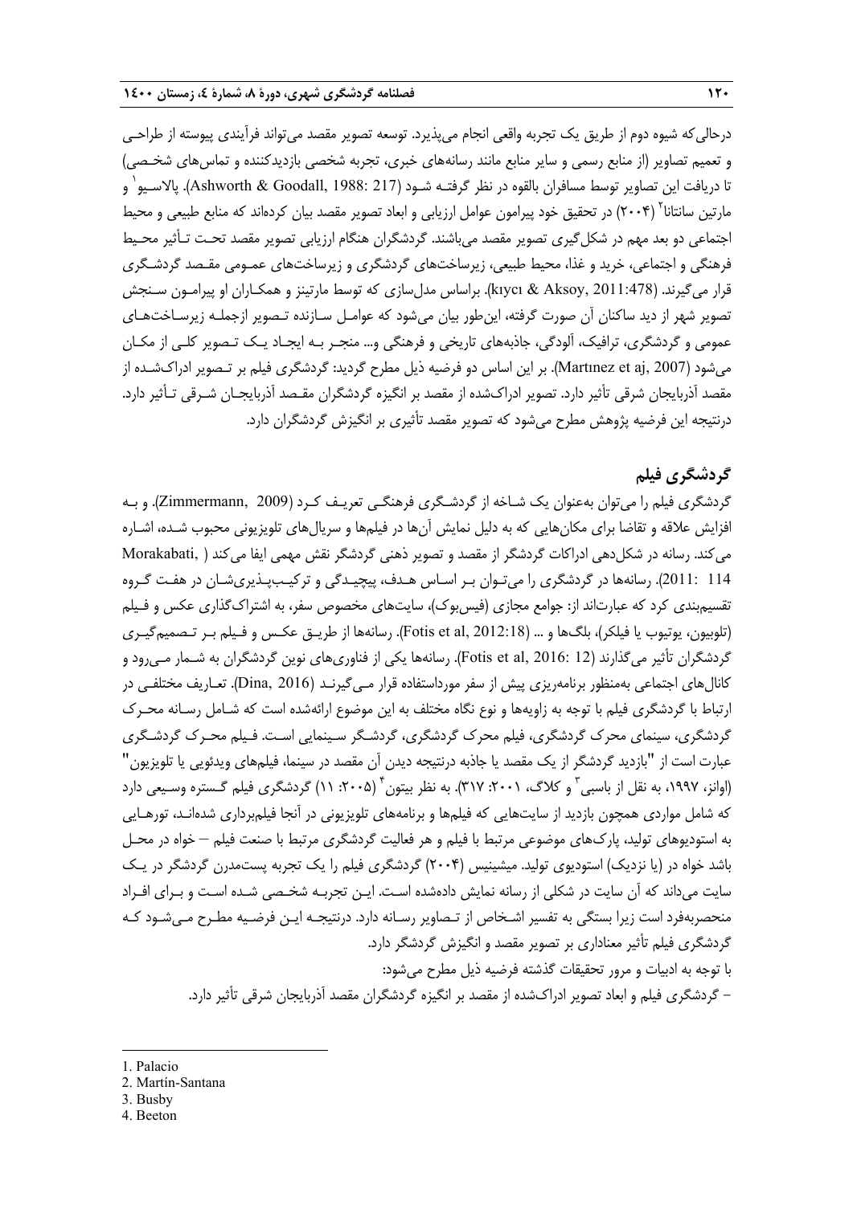درحالی‌که شیوه دوم از طریق یک تجربه واقعی انجام می‌پذیرد. توسعه تصویر مقصد می‌تواند فرآیندی پیوسته از طراحی و تعمیم تصاویر (از منابع رسمی و سایر منابع مانند رسانه‌های خبری، تجربه شخصی بازدیدکننده و تماس‌های شخصی) تا دریافت این تصاویر توسط مسافران بالقوه در نظر گرفته شود (Ashworth & Goodall, 1988: 217). پالاسیو[1] و مارتین سانتانا[2] (۲۰۰۴) در تحقیق خود پیرامون عوامل ارزیابی و ابعاد تصویر مقصد بیان کرده‌اند که منابع طبیعی و محیط اجتماعی دو بعد مهم در شکل‌گیری تصویر مقصد می‌باشند. گردشگران هنگام ارزیابی تصویر مقصد تحت تأثیر محیط فرهنگی و اجتماعی، خرید و غذا، محیط طبیعی، زیرساخت‌های گردشگری و زیرساخت‌های عمومی مقصد گردشگری قرار می‌گیرند. (kıycı & Aksoy, 2011:478). براساس مدل‌سازی که توسط مارتینز و همکاران او پیرامون سنجش تصویر شهر از دید ساکنان آن صورت گرفته، این‌طور بیان می‌شود که عوامل سازنده تصویر ازجمله زیرساخت‌های عمومی و گردشگری، ترافیک، آلودگی، جاذبه‌های تاریخی و فرهنگی و... منجر به ایجاد یک تصویر کلی از مکان می‌شود (Martınez et aj, 2007). بر این اساس دو فرضیه ذیل مطرح گردید: گردشگری فیلم بر تصویر ادراک‌شده از مقصد آذربایجان شرقی تأثیر دارد. تصویر ادراک‌شده از مقصد بر انگیزه گردشگران مقصد آذربایجان شرقی تأثیر دارد. درنتیجه این فرضیه پژوهش مطرح می‌شود که تصویر مقصد تأثیری بر انگیزش گردشگران دارد.

## گردشگری فیلم

گردشگری فیلم را می‌توان به‌عنوان یک شاخه از گردشگری فرهنگی تعریف کرد (Zimmermann, 2009). و به افزایش علاقه و تقاضا برای مکان‌هایی که به دلیل نمایش آن‌ها در فیلم‌ها و سریال‌های تلویزیونی محبوب شده، اشاره می‌کند. رسانه در شکل‌دهی ادراکات گردشگر از مقصد و تصویر ذهنی گردشگر نقش مهمی ایفا می‌کند ( Morakabati, 2011: 114). رسانه‌ها در گردشگری را می‌توان بر اساس هدف، پیچیدگی و ترکیب‌پذیری‌شان در هفت گروه تقسیم‌بندی کرد که عبارت‌اند از: جوامع مجازی (فیس‌بوک)، سایت‌های مخصوص سفر، به اشتراک‌گذاری عکس و فیلم (تلوبیون، یوتیوب یا فیلکر)، بلاگ‌ها و ... (Fotis et al, 2012:18). رسانه‌ها از طریق عکس و فیلم بر تصمیم‌گیری گردشگران تأثیر می‌گذارند (Fotis et al, 2016: 12). رسانه‌ها یکی از فناوری‌های نوین گردشگران به شمار می‌رود و کانال‌های اجتماعی به‌منظور برنامه‌ریزی پیش از سفر مورداستفاده قرار می‌گیرند (Dina, 2016). تعاریف مختلفی در ارتباط با گردشگری فیلم با توجه به زاویه‌ها و نوع نگاه مختلف به این موضوع ارائه‌شده است که شامل رسانه محرک گردشگری، سینمای محرک گردشگری، فیلم محرک گردشگری، گردشگر سینمایی است. فیلم محرک گردشگری عبارت است از "بازدید گردشگر از یک مقصد یا جاذبه درنتیجه دیدن آن مقصد در سینما، فیلم‌های ویدئویی یا تلویزیون" (اوانز، ۱۹۹۷، به نقل از باسبی[3] و کلاگ، ۲۰۰۱: ۳۱۷). به نظر بیتون[4] (۲۰۰۵: ۱۱) گردشگری فیلم گستره وسیعی دارد که شامل مواردی همچون بازدید از سایت‌هایی که فیلم‌ها و برنامه‌های تلویزیونی در آنجا فیلم‌برداری شده‌اند، تورهایی به استودیوهای تولید، پارک‌های موضوعی مرتبط با فیلم و هر فعالیت گردشگری مرتبط با صنعت فیلم – خواه در محل باشد خواه در (یا نزدیک) استودیوی تولید. میشینیس (۲۰۰۴) گردشگری فیلم را یک تجربه پست‌مدرن گردشگر در یک سایت می‌داند که آن سایت در شکلی از رسانه نمایش داده‌شده است. این تجربه شخصی شده است و برای افراد منحصربه‌فرد است زیرا بستگی به تفسیر اشخاص از تصاویر رسانه دارد. درنتیجه این فرضیه مطرح می‌شود که گردشگری فیلم تأثیر معناداری بر تصویر مقصد و انگیزش گردشگر دارد.

با توجه به ادبیات و مرور تحقیقات گذشته فرضیه ذیل مطرح می‌شود:

– گردشگری فیلم و ابعاد تصویر ادراک‌شده از مقصد بر انگیزه گردشگران مقصد آذربایجان شرقی تأثیر دارد.

---

1. Palacio
2. Martín-Santana
3. Busby
4. Beeton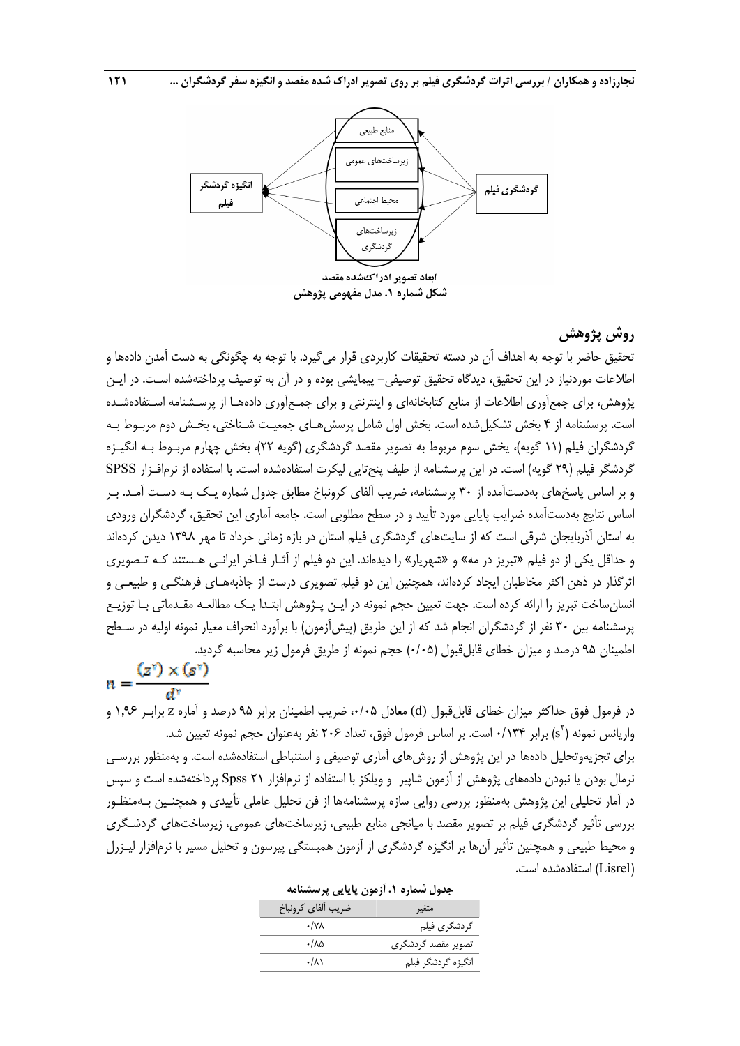منابع طبیعی

زیرساخت‌های عمومی

محیط اجتماعی

زیرساخت‌های گردشگری

**انگیزه گردشگر فیلم**

**گردشگری فیلم**

**ابعاد تصویر ادراک‌شده مقصد**

**شکل شماره ۱. مدل مفهومی پژوهش**

## روش پژوهش

تحقیق حاضر با توجه به اهداف آن در دسته تحقیقات کاربردی قرار می‌گیرد. با توجه به چگونگی به دست آمدن داده‌ها و اطلاعات موردنیاز در این تحقیق، دیدگاه تحقیق توصیفی- پیمایشی بوده و در آن به توصیف پرداخته‌شده است. در این پژوهش، برای جمع‌آوری اطلاعات از منابع کتابخانه‌ای و اینترنتی و برای جمع‌آوری داده‌ها از پرسشنامه استفاده‌شده است. پرسشنامه از ۴ بخش تشکیل‌شده است. بخش اول شامل پرسش‌های جمعیت شناختی، بخش دوم مربوط به گردشگران فیلم (۱۱ گویه)، بخش سوم مربوط به تصویر مقصد گردشگری (گویه ۲۲)، بخش چهارم مربوط به انگیزه گردشگر فیلم (۲۹ گویه) است. در این پرسشنامه از طیف پنج‌تایی لیکرت استفاده‌شده است. با استفاده از نرم‌افزار SPSS و بر اساس پاسخ‌های به‌دست‌آمده از ۳۰ پرسشنامه، ضریب آلفای کرونباخ مطابق جدول شماره یک به دست آمد. بر اساس نتایج به‌دست‌آمده ضرایب پایایی مورد تأیید و در سطح مطلوبی است. جامعه آماری این تحقیق، گردشگران ورودی به استان آذربایجان شرقی است که از سایت‌های گردشگری فیلم استان در بازه زمانی خرداد تا مهر ۱۳۹۸ دیدن کرده‌اند و حداقل یکی از دو فیلم «تبریز در مه» و «شهریار» را دیده‌اند. این دو فیلم از آثار فاخر ایرانی هستند که تصویری اثرگذار در ذهن اکثر مخاطبان ایجاد کرده‌اند، همچنین این دو فیلم تصویری درست از جاذبه‌های فرهنگی و طبیعی و انسان‌ساخت تبریز را ارائه کرده است. جهت تعیین حجم نمونه در این پژوهش ابتدا یک مطالعه مقدماتی با توزیع پرسشنامه بین ۳۰ نفر از گردشگران انجام شد که از این طریق (پیش‌آزمون) با برآورد انحراف معیار نمونه اولیه در سطح اطمینان ۹۵ درصد و میزان خطای قابل‌قبول (۰/۰۵) حجم نمونه از طریق فرمول زیر محاسبه گردید.

$$n = \frac{(z^2) \times (s^2)}{d^2}$$

در فرمول فوق حداکثر میزان خطای قابل‌قبول (d) معادل ۰/۰۵، ضریب اطمینان برابر ۹۵ درصد و آماره z برابر ۱/۹۶ و واریانس نمونه ($s^2$) برابر ۰/۱۳۴ است. بر اساس فرمول فوق، تعداد ۲۰۶ نفر به‌عنوان حجم نمونه تعیین شد.

برای تجزیه‌وتحلیل داده‌ها در این پژوهش از روش‌های آماری توصیفی و استنباطی استفاده‌شده است. و به‌منظور بررسی نرمال بودن یا نبودن داده‌های پژوهش از آزمون شاپیر و ویلکز با استفاده از نرم‌افزار Spss ۲۱ پرداخته‌شده است و سپس در آمار تحلیلی این پژوهش به‌منظور بررسی روایی سازه پرسشنامه‌ها از فن تحلیل عاملی تأییدی و همچنین به‌منظور بررسی تأثیر گردشگری فیلم بر تصویر مقصد با میانجی منابع طبیعی، زیرساخت‌های عمومی، زیرساخت‌های گردشگری و محیط طبیعی و همچنین تأثیر آن‌ها بر انگیزه گردشگری از آزمون همبستگی پیرسون و تحلیل مسیر با نرم‌افزار لیزرل (Lisrel) استفاده‌شده است.

**جدول شماره ۱. آزمون پایایی پرسشنامه**

| متغیر | ضریب آلفای کرونباخ |
|---|---|
| گردشگری فیلم | ۰/۷۸ |
| تصویر مقصد گردشگری | ۰/۸۵ |
| انگیزه گردشگر فیلم | ۰/۸۱ |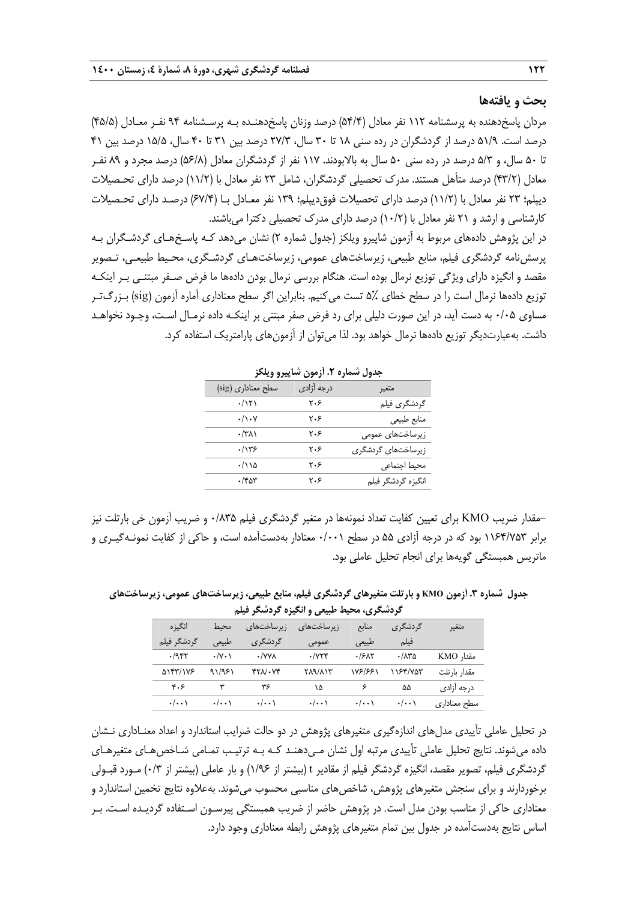## بحث و یافته‌ها

مردان پاسخ‌دهنده به پرسشنامه ۱۱۲ نفر معادل (۵۴/۴) درصد وزنان پاسخ‌دهنده به پرسشنامه ۹۴ نفر معادل (۴۵/۵) درصد است. ۵۱/۹ درصد از گردشگران در رده سنی ۱۸ تا ۳۰ سال، ۲۷/۳ درصد بین ۳۱ تا ۴۰ سال، ۱۵/۵ درصد بین ۴۱ تا ۵۰ سال، و ۵/۳ درصد در رده سنی ۵۰ سال به بالابودند. ۱۱۷ نفر از گردشگران معادل (۵۶/۸) درصد مجرد و ۸۹ نفر معادل (۴۳/۲) درصد متأهل هستند. مدرک تحصیلی گردشگران، شامل ۲۳ نفر معادل با (۱۱/۲) درصد دارای تحصیلات دیپلم؛ ۲۳ نفر معادل با (۱۱/۲) درصد دارای تحصیلات فوق‌دیپلم؛ ۱۳۹ نفر معادل با (۶۷/۴) درصد دارای تحصیلات کارشناسی و ارشد و ۲۱ نفر معادل با (۱۰/۲) درصد دارای مدرک تحصیلی دکترا می‌باشند.

در این پژوهش داده‌های مربوط به آزمون شاپیرو ویلکز (جدول شماره ۲) نشان می‌دهد که پاسخ‌های گردشگران به پرسش‌نامه گردشگری فیلم، منابع طبیعی، زیرساخت‌های عمومی، زیرساخت‌های گردشگری، محیط طبیعی، تصویر مقصد و انگیزه دارای ویژگی توزیع نرمال بوده است. هنگام بررسی نرمال بودن داده‌ها ما فرض صفر مبتنی بر اینکه توزیع داده‌ها نرمال است را در سطح خطای ۵٪ تست می‌کنیم. بنابراین اگر سطح معناداری آماره آزمون (sig) بزرگ‌تر مساوی ۰/۰۵ به دست آید، در این صورت دلیلی برای رد فرض صفر مبتنی بر اینکه داده نرمال است، وجود نخواهد داشت. به‌عبارت‌دیگر توزیع داده‌ها نرمال خواهد بود. لذا می‌توان از آزمون‌های پارامتریک استفاده کرد.

**جدول شماره ۲. آزمون شاپیرو ویلکز**

| متغیر | درجه آزادی | سطح معناداری (sig) |
|---|---|---|
| گردشگری فیلم | ۲۰۶ | ۰/۱۲۱ |
| منابع طبیعی | ۲۰۶ | ۰/۱۰۷ |
| زیرساخت‌های عمومی | ۲۰۶ | ۰/۳۸۱ |
| زیرساخت‌های گردشگری | ۲۰۶ | ۰/۱۳۶ |
| محیط اجتماعی | ۲۰۶ | ۰/۱۱۵ |
| انگیزه گردشگر فیلم | ۲۰۶ | ۰/۴۵۳ |

-مقدار ضریب KMO برای تعیین کفایت تعداد نمونه‌ها در متغیر گردشگری فیلم ۰/۸۳۵ و ضریب آزمون خی بارتلت نیز برابر ۱۱۶۴/۷۵۳ بود که در درجه آزادی ۵۵ در سطح ۰/۰۰۱ معنادار به‌دست‌آمده است، و حاکی از کفایت نمونه‌گیری و ماتریس همبستگی گویه‌ها برای انجام تحلیل عاملی بود.

**جدول شماره ۳. آزمون KMO و بارتلت متغیرهای گردشگری فیلم، منابع طبیعی، زیرساخت‌های عمومی، زیرساخت‌های گردشگری، محیط طبیعی و انگیزه گردشگر فیلم**

| متغیر | گردشگری فیلم | منابع طبیعی | زیرساخت‌های عمومی | زیرساخت‌های گردشگری | محیط طبیعی | انگیزه گردشگر فیلم |
|---|---|---|---|---|---|---|
| مقدار KMO | ۰/۸۳۵ | ۰/۶۸۲ | ۰/۷۲۴ | ۰/۷۷۸ | ۰/۷۰۱ | ۰/۹۴۲ |
| مقدار بارتلت | ۱۱۶۴/۷۵۳ | ۱۷۶/۶۶۱ | ۲۸۹/۸۱۳ | ۴۲۸/۰۷۴ | ۹۱/۹۶۱ | ۵۱۴۳/۱۷۶ |
| درجه آزادی | ۵۵ | ۶ | ۱۵ | ۳۶ | ۳ | ۴۰۶ |
| سطح معناداری | ۰/۰۰۱ | ۰/۰۰۱ | ۰/۰۰۱ | ۰/۰۰۱ | ۰/۰۰۱ | ۰/۰۰۱ |

در تحلیل عاملی تأییدی مدل‌های اندازه‌گیری متغیرهای پژوهش در دو حالت ضرایب استاندارد و اعداد معناداری نشان داده می‌شوند. نتایج تحلیل عاملی تأییدی مرتبه اول نشان می‌دهند که به ترتیب تمامی شاخص‌های متغیرهای گردشگری فیلم، تصویر مقصد، انگیزه گردشگر فیلم از مقادیر t (بیشتر از ۱/۹۶) و بار عاملی (بیشتر از ۰/۳) مورد قبولی برخوردارند و برای سنجش متغیرهای پژوهش، شاخص‌های مناسبی محسوب می‌شوند. به‌علاوه نتایج تخمین استاندارد و معناداری حاکی از مناسب بودن مدل است. در پژوهش حاضر از ضریب همبستگی پیرسون استفاده گردیده است. بر اساس نتایج به‌دست‌آمده در جدول بین تمام متغیرهای پژوهش رابطه معناداری وجود دارد.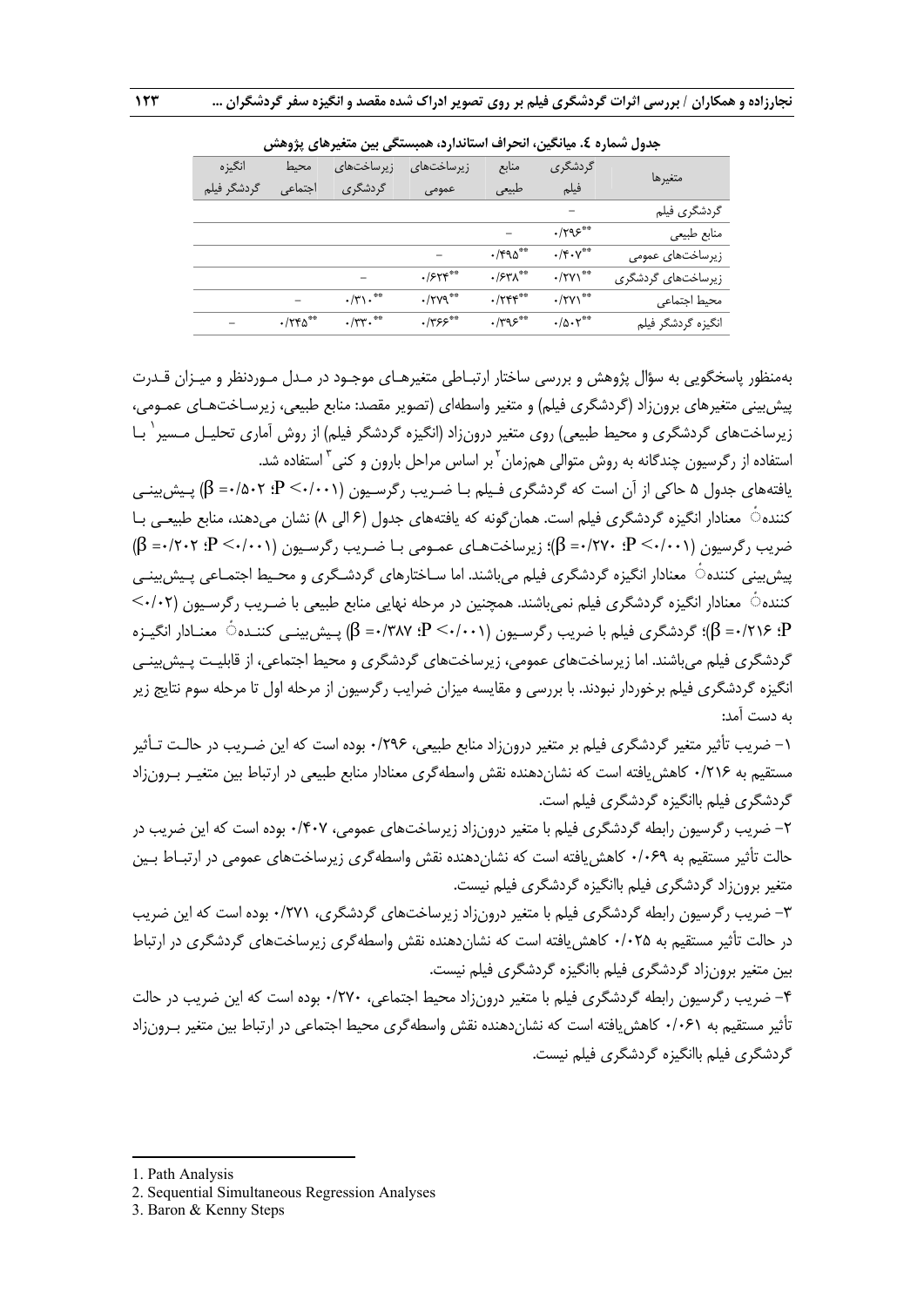**جدول شماره ٤. میانگین، انحراف استاندارد، همبستگی بین متغیرهای پژوهش**

| متغیرها | گردشگری فیلم | منابع طبیعی | زیرساخت‌های عمومی | زیرساخت‌های گردشگری | محیط اجتماعی | انگیزه گردشگر فیلم |
|---|---|---|---|---|---|---|
| گردشگری فیلم | – | | | | | |
| منابع طبیعی | ۰/۲۹۶** | – | | | | |
| زیرساخت‌های عمومی | ۰/۴۰۷** | ۰/۴۹۵** | – | | | |
| زیرساخت‌های گردشگری | ۰/۲۷۱** | ۰/۶۳۸** | ۰/۶۲۴** | – | | |
| محیط اجتماعی | ۰/۲۷۱** | ۰/۲۴۴** | ۰/۲۷۹** | ۰/۳۱۰** | – | |
| انگیزه گردشگر فیلم | ۰/۵۰۲** | ۰/۳۹۶** | ۰/۳۶۶** | ۰/۳۳۰** | ۰/۲۴۵** | – |

به‌منظور پاسخگویی به سؤال پژوهش و بررسی ساختار ارتباطی متغیرهای موجود در مدل موردنظر و میزان قدرت پیش‌بینی متغیرهای برون‌زاد (گردشگری فیلم) و متغیر واسطه‌ای (تصویر مقصد: منابع طبیعی، زیرساخت‌های عمومی، زیرساخت‌های گردشگری و محیط طبیعی) روی متغیر درون‌زاد (انگیزه گردشگر فیلم) از روش آماری تحلیل مسیر[1] با استفاده از رگرسیون چندگانه به روش متوالی هم‌زمان[2] بر اساس مراحل بارون و کنی[3] استفاده شد.

یافته‌های جدول ۵ حاکی از آن است که گردشگری فیلم با ضریب رگرسیون (۰/۰۰۱> P؛ ۰/۵۰۲= β) پیش‌بینی کنندهٔ معنادار انگیزه گردشگری فیلم است. همان‌گونه که یافته‌های جدول (۶ الی ۸) نشان می‌دهند، منابع طبیعی با ضریب رگرسیون (۰/۰۰۱> P؛ ۰/۲۷۰= β)؛ زیرساخت‌های عمومی با ضریب رگرسیون (۰/۰۰۱> P؛ ۰/۲۰۲= β) پیش‌بینی کنندهٔ معنادار انگیزه گردشگری فیلم می‌باشند. اما ساختارهای گردشگری و محیط اجتماعی پیش‌بینی کنندهٔ معنادار انگیزه گردشگری فیلم نمی‌باشند. همچنین در مرحله نهایی منابع طبیعی با ضریب رگرسیون (۰/۰۲> P؛ ۰/۲۱۶= β)؛ گردشگری فیلم با ضریب رگرسیون (۰/۰۰۱> P؛ ۰/۳۸۷= β) پیش‌بینی کنندهٔ معنادار انگیزه گردشگری فیلم می‌باشند. اما زیرساخت‌های عمومی، زیرساخت‌های گردشگری و محیط اجتماعی، از قابلیت پیش‌بینی انگیزه گردشگری فیلم برخوردار نبودند. با بررسی و مقایسه میزان ضرایب رگرسیون از مرحله اول تا مرحله سوم نتایج زیر به دست آمد:

۱- ضریب تأثیر متغیر گردشگری فیلم بر متغیر درون‌زاد منابع طبیعی، ۰/۲۹۶ بوده است که این ضریب در حالت تأثیر مستقیم به ۰/۲۱۶ کاهش‌یافته است که نشان‌دهنده نقش واسطه‌گری معنادار منابع طبیعی در ارتباط بین متغیر برون‌زاد گردشگری فیلم باانگیزه گردشگری فیلم است.

۲- ضریب رگرسیون رابطه گردشگری فیلم با متغیر درون‌زاد زیرساخت‌های عمومی، ۰/۴۰۷ بوده است که این ضریب در حالت تأثیر مستقیم به ۰/۰۶۹ کاهش‌یافته است که نشان‌دهنده نقش واسطه‌گری زیرساخت‌های عمومی در ارتباط بین متغیر برون‌زاد گردشگری فیلم باانگیزه گردشگری فیلم نیست.

۳- ضریب رگرسیون رابطه گردشگری فیلم با متغیر درون‌زاد زیرساخت‌های گردشگری، ۰/۲۷۱ بوده است که این ضریب در حالت تأثیر مستقیم به ۰/۰۲۵ کاهش‌یافته است که نشان‌دهنده نقش واسطه‌گری زیرساخت‌های گردشگری در ارتباط بین متغیر برون‌زاد گردشگری فیلم باانگیزه گردشگری فیلم نیست.

۴- ضریب رگرسیون رابطه گردشگری فیلم با متغیر درون‌زاد محیط اجتماعی، ۰/۲۷۰ بوده است که این ضریب در حالت تأثیر مستقیم به ۰/۰۶۱ کاهش‌یافته است که نشان‌دهنده نقش واسطه‌گری محیط اجتماعی در ارتباط بین متغیر برون‌زاد گردشگری فیلم باانگیزه گردشگری فیلم نیست.

---

1. Path Analysis
2. Sequential Simultaneous Regression Analyses
3. Baron & Kenny Steps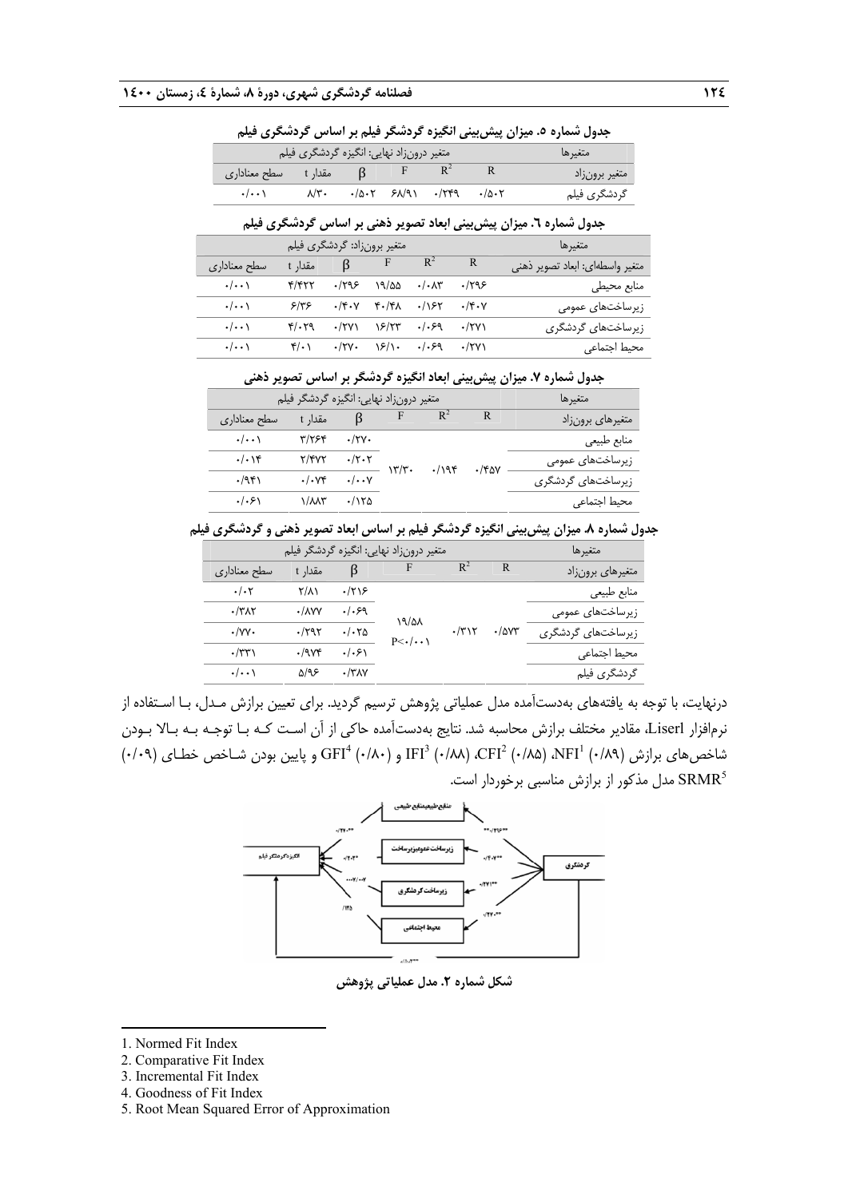**جدول شماره ۵. میزان پیش‌بینی انگیزه گردشگر فیلم بر اساس گردشگری فیلم**

| متغیرها | متغیر درون‌زاد نهایی: انگیزه گردشگری فیلم | | | | | |
|---|---|---|---|---|---|---|
| متغیر برون‌زاد | R | $R^2$ | F | β | مقدار t | سطح معناداری |
| گردشگری فیلم | ۰/۵۰۲ | ۰/۲۴۹ | ۶۸/۹۱ | ۰/۵۰۲ | ۸/۳۰ | ۰/۰۰۱ |

**جدول شماره ٦. میزان پیش‌بینی ابعاد تصویر ذهنی بر اساس گردشگری فیلم**

| متغیرها | متغیر برون‌زاد: گردشگری فیلم | | | | | |
|---|---|---|---|---|---|---|
| متغیر واسطه‌ای: ابعاد تصویر ذهنی | R | $R^2$ | F | β | مقدار t | سطح معناداری |
| منابع محیطی | ۰/۲۹۶ | ۰/۰۸۳ | ۱۹/۵۵ | ۰/۲۹۶ | ۴/۴۲۲ | ۰/۰۰۱ |
| زیرساخت‌های عمومی | ۰/۴۰۷ | ۰/۱۶۲ | ۴۰/۴۸ | ۰/۴۰۷ | ۶/۳۶ | ۰/۰۰۱ |
| زیرساخت‌های گردشگری | ۰/۲۷۱ | ۰/۰۶۹ | ۱۶/۲۳ | ۰/۲۷۱ | ۴/۰۲۹ | ۰/۰۰۱ |
| محیط اجتماعی | ۰/۲۷۱ | ۰/۰۶۹ | ۱۶/۱۰ | ۰/۲۷۰ | ۴/۰۱ | ۰/۰۰۱ |

**جدول شماره ۷. میزان پیش‌بینی ابعاد انگیزه گردشگر بر اساس تصویر ذهنی**

| متغیرها | متغیر درون‌زاد نهایی: انگیزه گردشگر فیلم | | | | | |
|---|---|---|---|---|---|---|
| متغیرهای برون‌زاد | R | $R^2$ | F | β | مقدار t | سطح معناداری |
| منابع طبیعی | ۰/۴۵۷ | ۰/۱۹۴ | ۱۳/۳۰ | ۰/۲۷۰ | ۳/۲۶۴ | ۰/۰۰۱ |
| زیرساخت‌های عمومی | | | | ۰/۲۰۲ | ۲/۴۷۲ | ۰/۰۱۴ |
| زیرساخت‌های گردشگری | | | | ۰/۰۰۷ | ۰/۰۷۴ | ۰/۹۴۱ |
| محیط اجتماعی | | | | ۰/۱۲۵ | ۱/۸۸۳ | ۰/۰۶۱ |

**جدول شماره ۸. میزان پیش‌بینی انگیزه گردشگر فیلم بر اساس ابعاد تصویر ذهنی و گردشگری فیلم**

| متغیرها | متغیر درون‌زاد نهایی: انگیزه گردشگر فیلم | | | | | |
|---|---|---|---|---|---|---|
| متغیرهای برون‌زاد | R | $R^2$ | F | β | مقدار t | سطح معناداری |
| منابع طبیعی | ۰/۵۷۳ | ۰/۳۱۲ | ۱۹/۵۸ P<۰/۰۰۱ | ۰/۲۱۶ | ۲/۸۱ | ۰/۰۲ |
| زیرساخت‌های عمومی | | | | ۰/۰۶۹ | ۰/۸۷۷ | ۰/۳۸۲ |
| زیرساخت‌های گردشگری | | | | ۰/۰۲۵ | ۰/۲۹۲ | ۰/۷۷۰ |
| محیط اجتماعی | | | | ۰/۰۶۱ | ۰/۹۷۴ | ۰/۳۳۱ |
| گردشگری فیلم | | | | ۰/۳۸۷ | ۵/۹۶ | ۰/۰۰۱ |

درنهایت، با توجه به یافته‌های به‌دست‌آمده مدل عملیاتی پژوهش ترسیم گردید. برای تعیین برازش مـدل، بـا اسـتفاده از نرم‌افزار Liserl، مقادیر مختلف برازش محاسبه شد. نتایج به‌دست‌آمده حاکی از آن اسـت کـه بـا توجـه بـه بـالا بـودن شاخص‌های برازش NFI[1] (۰/۸۹)، CFI[2] (۰/۸۵)، IFI[3] (۰/۸۸) و GFI[4] (۰/۸۰) و پایین بودن شـاخص خطـای (۰/۰۹) SRMR[5] مدل مذکور از برازش مناسبی برخوردار است.

**شکل شماره ۲. مدل عملیاتی پژوهش**

---

1. Normed Fit Index
2. Comparative Fit Index
3. Incremental Fit Index
4. Goodness of Fit Index
5. Root Mean Squared Error of Approximation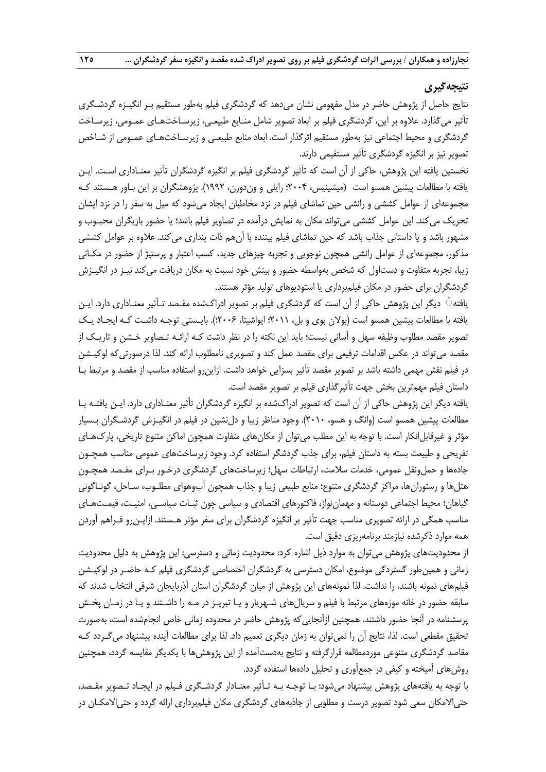## نتیجه‌گیری

نتایج حاصل از پژوهش حاضر در مدل مفهومی نشان می‌دهد که گردشگری فیلم به‌طور مستقیم بر انگیزه گردشگری تأثیر می‌گذارد. علاوه بر این، گردشگری فیلم بر ابعاد تصویر شامل منابع طبیعی، زیرساخت‌های عمومی، زیرساخت گردشگری و محیط اجتماعی نیز به‌طور مستقیم اثرگذار است. ابعاد منابع طبیعی و زیرساخت‌های عمومی از شاخص تصویر نیز بر انگیزه گردشگری تأثیر مستقیمی دارند.

نخستین یافته این پژوهش، حاکی از آن است که تأثیر گردشگری فیلم بر انگیزه گردشگران تأثیر معناداری است. این یافته با مطالعات پیشین همسو است (میشینیس، ۲۰۰۴؛ رایلی و ون‌دورن، ۱۹۹۲). پژوهشگران بر این باور هستند که مجموعه‌ای از عوامل کششی و رانشی حین تماشای فیلم در نزد مخاطبان ایجاد می‌شود که میل به سفر را در نزد ایشان تحریک می‌کند. این عوامل کششی می‌تواند مکان به نمایش درآمده در تصاویر فیلم باشد؛ یا حضور بازیگران محبوب و مشهور باشد و یا داستانی جذاب باشد که حین تماشای فیلم بیننده با آن‌هم ذات پنداری می‌کند. علاوه بر عوامل کششی مذکور، مجموعه‌ای از عوامل رانشی همچون نوجویی و تجربه چیزهای جدید، کسب اعتبار و پرستیژ از حضور در مکانی زیبا، تجربه متفاوت و دست‌اول که شخص به‌واسطه حضور و بینش خود نسبت به مکان دریافت می‌کند نیز در انگیزش گردشگران برای حضور در مکان فیلم‌برداری یا استودیوهای تولید مؤثر هستند.

یافتهٔ دیگر این پژوهش حاکی از آن است که گردشگری فیلم بر تصویر ادراک‌شده مقصد تأثیر معناداری دارد. این یافته با مطالعات پیشین همسو است (بولان بوی و بل، ۲۰۱۱؛ ایواشیتا، ۲۰۰۶؛). بایستی توجه داشت که ایجاد یک تصویر مقصد مطلوب وظیفه سهل و آسانی نیست؛ باید این نکته را در نظر داشت که ارائه تصاویر خشن و تاریک از مقصد می‌تواند در عکس اقدامات ترفیعی برای مقصد عمل کند و تصویری نامطلوب ارائه کند. لذا درصورتی‌که لوکیشن در فیلم نقش مهمی داشته باشد بر تصویر مقصد تأثیر بسزایی خواهد داشت. ازاین‌رو استفاده مناسب از مقصد و مرتبط با داستان فیلم مهم‌ترین بخش جهت تأثیرگذاری فیلم بر تصویر مقصد است.

یافته دیگر این پژوهش حاکی از آن است که تصویر ادراک‌شده بر انگیزه گردشگران تأثیر معناداری دارد. این یافته با مطالعات پیشین همسو است (وانگ و هسو، ۲۰۱۰). وجود مناظر زیبا و دل‌نشین در فیلم در انگیزش گردشگران بسیار مؤثر و غیرقابل‌انکار است. با توجه به این مطلب می‌توان از مکان‌های متفاوت همچون اماکن متنوع تاریخی، پارک‌های تفریحی و طبیعت بسته به داستان فیلم، برای جذب گردشگر استفاده کرد. وجود زیرساخت‌های عمومی مناسب همچون جاده‌ها و حمل‌ونقل عمومی، خدمات سلامت، ارتباطات سهل؛ زیرساخت‌های گردشگری درخور برای مقصد همچون هتل‌ها و رستوران‌ها، مراکز گردشگری متنوع؛ منابع طبیعی زیبا و جذاب همچون آب‌وهوای مطلوب، ساحل، گوناگونی گیاهان؛ محیط اجتماعی دوستانه و مهمان‌نواز، فاکتورهای اقتصادی و سیاسی چون ثبات سیاسی، امنیت، قیمت‌های مناسب همگی در ارائه تصویری مناسب جهت تأثیر بر انگیزه گردشگران برای سفر مؤثر هستند. ازاین‌رو فراهم آوردن همه موارد ذکرشده نیازمند برنامه‌ریزی دقیق است.

از محدودیت‌های پژوهش می‌توان به موارد ذیل اشاره کرد: محدودیت زمانی و دسترسی: این پژوهش به دلیل محدودیت زمانی و همین‌طور گستردگی موضوع، امکان دسترسی به گردشگران اختصاصی گردشگری فیلم که حاضر در لوکیشن فیلم‌های نمونه باشند، را نداشت. لذا نمونه‌های این پژوهش از میان گردشگران استان آذربایجان شرقی انتخاب شدند که سابقه حضور در خانه موزه‌های مرتبط با فیلم و سریال‌های شهریار و یا تبریز در مه را داشتند و یا در زمان پخش پرسشنامه در آنجا حضور داشتند. همچنین ازآنجایی‌که پژوهش حاضر در محدوده زمانی خاص انجام‌شده است، به‌صورت تحقیق مقطعی است. لذا، نتایج آن را نمی‌توان به زمان دیگری تعمیم داد. لذا برای مطالعات آینده پیشنهاد می‌گردد که مقاصد گردشگری متنوعی موردمطالعه قرارگرفته و نتایج به‌دست‌آمده از این پژوهش‌ها با یکدیگر مقایسه گردد، همچنین روش‌های آمیخته و کیفی در جمع‌آوری و تحلیل داده‌ها استفاده گردد.

با توجه به یافته‌های پژوهش پیشنهاد می‌شود: با توجه به تأثیر معنادار گردشگری فیلم در ایجاد تصویر مقصد، حتی‌الامکان سعی شود تصویر درست و مطلوبی از جاذبه‌های گردشگری مکان فیلم‌برداری ارائه گردد و حتی‌الامکان در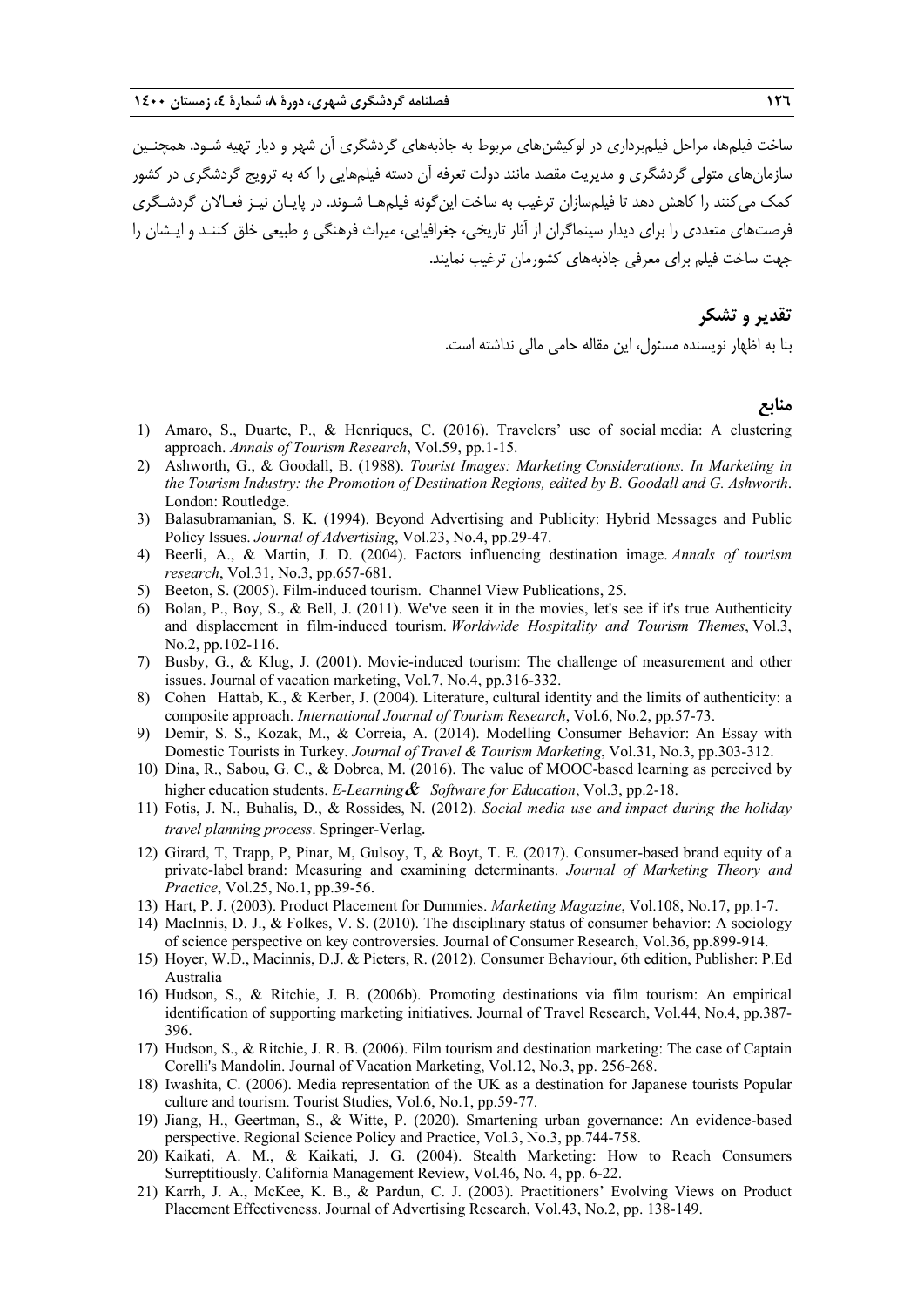ساخت فیلم‌ها، مراحل فیلم‌برداری در لوکیشن‌های مربوط به جاذبه‌های گردشگری آن شهر و دیار تهیه شـود. همچنـین سازمان‌های متولی گردشگری و مدیریت مقصد مانند دولت تعرفه آن دسته فیلم‌هایی را که به ترویج گردشگری در کشور کمک می‌کنند را کاهش دهد تا فیلم‌سازان ترغیب به ساخت این‌گونه فیلم‌هـا شـوند. در پایـان نیـز فعـالان گردشـگری فرصت‌های متعددی را برای دیدار سینماگران از آثار تاریخی، جغرافیایی، میراث فرهنگی و طبیعی خلق کننـد و ایـشان را جهت ساخت فیلم برای معرفی جاذبه‌های کشورمان ترغیب نمایند.

## تقدیر و تشکر

بنا به اظهار نویسنده مسئول، این مقاله حامی مالی نداشته است.

## منابع

1) Amaro, S., Duarte, P., & Henriques, C. (2016). Travelers' use of social media: A clustering approach. *Annals of Tourism Research*, Vol.59, pp.1-15.
2) Ashworth, G., & Goodall, B. (1988). *Tourist Images: Marketing Considerations. In Marketing in the Tourism Industry: the Promotion of Destination Regions, edited by B. Goodall and G. Ashworth*. London: Routledge.
3) Balasubramanian, S. K. (1994). Beyond Advertising and Publicity: Hybrid Messages and Public Policy Issues. *Journal of Advertising*, Vol.23, No.4, pp.29-47.
4) Beerli, A., & Martin, J. D. (2004). Factors influencing destination image. *Annals of tourism research*, Vol.31, No.3, pp.657-681.
5) Beeton, S. (2005). Film-induced tourism. Channel View Publications, 25.
6) Bolan, P., Boy, S., & Bell, J. (2011). We've seen it in the movies, let's see if it's true Authenticity and displacement in film-induced tourism. *Worldwide Hospitality and Tourism Themes*, Vol.3, No.2, pp.102-116.
7) Busby, G., & Klug, J. (2001). Movie-induced tourism: The challenge of measurement and other issues. Journal of vacation marketing, Vol.7, No.4, pp.316-332.
8) Cohen Hattab, K., & Kerber, J. (2004). Literature, cultural identity and the limits of authenticity: a composite approach. *International Journal of Tourism Research*, Vol.6, No.2, pp.57-73.
9) Demir, S. S., Kozak, M., & Correia, A. (2014). Modelling Consumer Behavior: An Essay with Domestic Tourists in Turkey. *Journal of Travel & Tourism Marketing*, Vol.31, No.3, pp.303-312.
10) Dina, R., Sabou, G. C., & Dobrea, M. (2016). The value of MOOC-based learning as perceived by higher education students. *E-Learning& Software for Education*, Vol.3, pp.2-18.
11) Fotis, J. N., Buhalis, D., & Rossides, N. (2012). *Social media use and impact during the holiday travel planning process*. Springer-Verlag.
12) Girard, T, Trapp, P, Pinar, M, Gulsoy, T, & Boyt, T. E. (2017). Consumer-based brand equity of a private-label brand: Measuring and examining determinants. *Journal of Marketing Theory and Practice*, Vol.25, No.1, pp.39-56.
13) Hart, P. J. (2003). Product Placement for Dummies. *Marketing Magazine*, Vol.108, No.17, pp.1-7.
14) MacInnis, D. J., & Folkes, V. S. (2010). The disciplinary status of consumer behavior: A sociology of science perspective on key controversies. Journal of Consumer Research, Vol.36, pp.899-914.
15) Hoyer, W.D., Macinnis, D.J. & Pieters, R. (2012). Consumer Behaviour, 6th edition, Publisher: P.Ed Australia
16) Hudson, S., & Ritchie, J. B. (2006b). Promoting destinations via film tourism: An empirical identification of supporting marketing initiatives. Journal of Travel Research, Vol.44, No.4, pp.387-396.
17) Hudson, S., & Ritchie, J. R. B. (2006). Film tourism and destination marketing: The case of Captain Corelli's Mandolin. Journal of Vacation Marketing, Vol.12, No.3, pp. 256-268.
18) Iwashita, C. (2006). Media representation of the UK as a destination for Japanese tourists Popular culture and tourism. Tourist Studies, Vol.6, No.1, pp.59-77.
19) Jiang, H., Geertman, S., & Witte, P. (2020). Smartening urban governance: An evidence-based perspective. Regional Science Policy and Practice, Vol.3, No.3, pp.744-758.
20) Kaikati, A. M., & Kaikati, J. G. (2004). Stealth Marketing: How to Reach Consumers Surreptitiously. California Management Review, Vol.46, No. 4, pp. 6-22.
21) Karrh, J. A., McKee, K. B., & Pardun, C. J. (2003). Practitioners' Evolving Views on Product Placement Effectiveness. Journal of Advertising Research, Vol.43, No.2, pp. 138-149.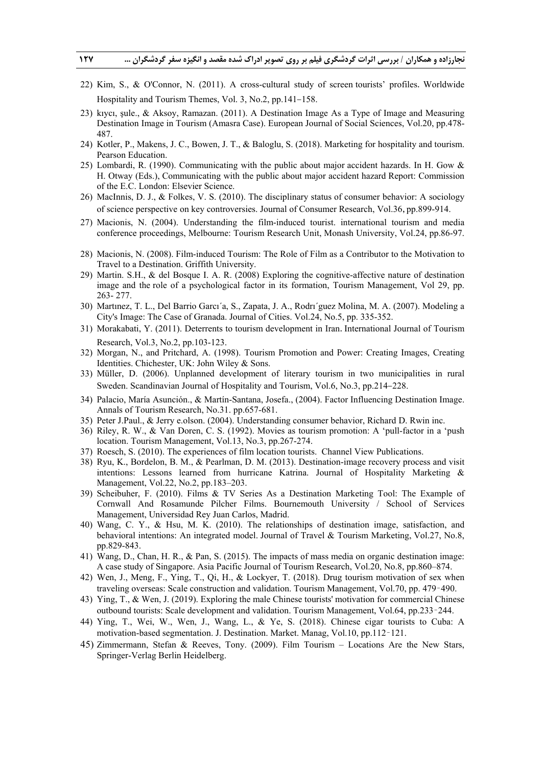22) Kim, S., & O'Connor, N. (2011). A cross-cultural study of screen tourists' profiles. Worldwide Hospitality and Tourism Themes, Vol. 3, No.2, pp.141–158.
23) kıycı, şule., & Aksoy, Ramazan. (2011). A Destination Image As a Type of Image and Measuring Destination Image in Tourism (Amasra Case). European Journal of Social Sciences, Vol.20, pp.478-487.
24) Kotler, P., Makens, J. C., Bowen, J. T., & Baloglu, S. (2018). Marketing for hospitality and tourism. Pearson Education.
25) Lombardi, R. (1990). Communicating with the public about major accident hazards. In H. Gow & H. Otway (Eds.), Communicating with the public about major accident hazard Report: Commission of the E.C. London: Elsevier Science.
26) MacInnis, D. J., & Folkes, V. S. (2010). The disciplinary status of consumer behavior: A sociology of science perspective on key controversies. Journal of Consumer Research, Vol.36, pp.899-914.
27) Macionis, N. (2004). Understanding the film-induced tourist. international tourism and media conference proceedings, Melbourne: Tourism Research Unit, Monash University, Vol.24, pp.86-97.
28) Macionis, N. (2008). Film-induced Tourism: The Role of Film as a Contributor to the Motivation to Travel to a Destination. Griffith University.
29) Martin. S.H., & del Bosque I. A. R. (2008) Exploring the cognitive-affective nature of destination image and the role of a psychological factor in its formation, Tourism Management, Vol 29, pp. 263- 277.
30) Martınez, T. L., Del Barrio Garcı´a, S., Zapata, J. A., Rodrı´guez Molina, M. A. (2007). Modeling a City's Image: The Case of Granada. Journal of Cities. Vol.24, No.5, pp. 335-352.
31) Morakabati, Y. (2011). Deterrents to tourism development in Iran. International Journal of Tourism Research, Vol.3, No.2, pp.103-123.
32) Morgan, N., and Pritchard, A. (1998). Tourism Promotion and Power: Creating Images, Creating Identities. Chichester, UK: John Wiley & Sons.
33) Müller, D. (2006). Unplanned development of literary tourism in two municipalities in rural Sweden. Scandinavian Journal of Hospitality and Tourism, Vol.6, No.3, pp.214–228.
34) Palacio, María Asunción., & Martín-Santana, Josefa., (2004). Factor Influencing Destination Image. Annals of Tourism Research, No.31. pp.657-681.
35) Peter J.Paul., & Jerry e.olson. (2004). Understanding consumer behavior, Richard D. Rwin inc.
36) Riley, R. W., & Van Doren, C. S. (1992). Movies as tourism promotion: A 'pull-factor in a 'push location. Tourism Management, Vol.13, No.3, pp.267-274.
37) Roesch, S. (2010). The experiences of film location tourists. Channel View Publications.
38) Ryu, K., Bordelon, B. M., & Pearlman, D. M. (2013). Destination-image recovery process and visit intentions: Lessons learned from hurricane Katrina. Journal of Hospitality Marketing & Management, Vol.22, No.2, pp.183–203.
39) Scheibuher, F. (2010). Films & TV Series As a Destination Marketing Tool: The Example of Cornwall And Rosamunde Pilcher Films. Bournemouth University / School of Services Management, Universidad Rey Juan Carlos, Madrid.
40) Wang, C. Y., & Hsu, M. K. (2010). The relationships of destination image, satisfaction, and behavioral intentions: An integrated model. Journal of Travel & Tourism Marketing, Vol.27, No.8, pp.829-843.
41) Wang, D., Chan, H. R., & Pan, S. (2015). The impacts of mass media on organic destination image: A case study of Singapore. Asia Pacific Journal of Tourism Research, Vol.20, No.8, pp.860–874.
42) Wen, J., Meng, F., Ying, T., Qi, H., & Lockyer, T. (2018). Drug tourism motivation of sex when traveling overseas: Scale construction and validation. Tourism Management, Vol.70, pp. 479‐490.
43) Ying, T., & Wen, J. (2019). Exploring the male Chinese tourists' motivation for commercial Chinese outbound tourists: Scale development and validation. Tourism Management, Vol.64, pp.233‐244.
44) Ying, T., Wei, W., Wen, J., Wang, L., & Ye, S. (2018). Chinese cigar tourists to Cuba: A motivation-based segmentation. J. Destination. Market. Manag, Vol.10, pp.112‐121.
45) Zimmermann, Stefan & Reeves, Tony. (2009). Film Tourism – Locations Are the New Stars, Springer-Verlag Berlin Heidelberg.